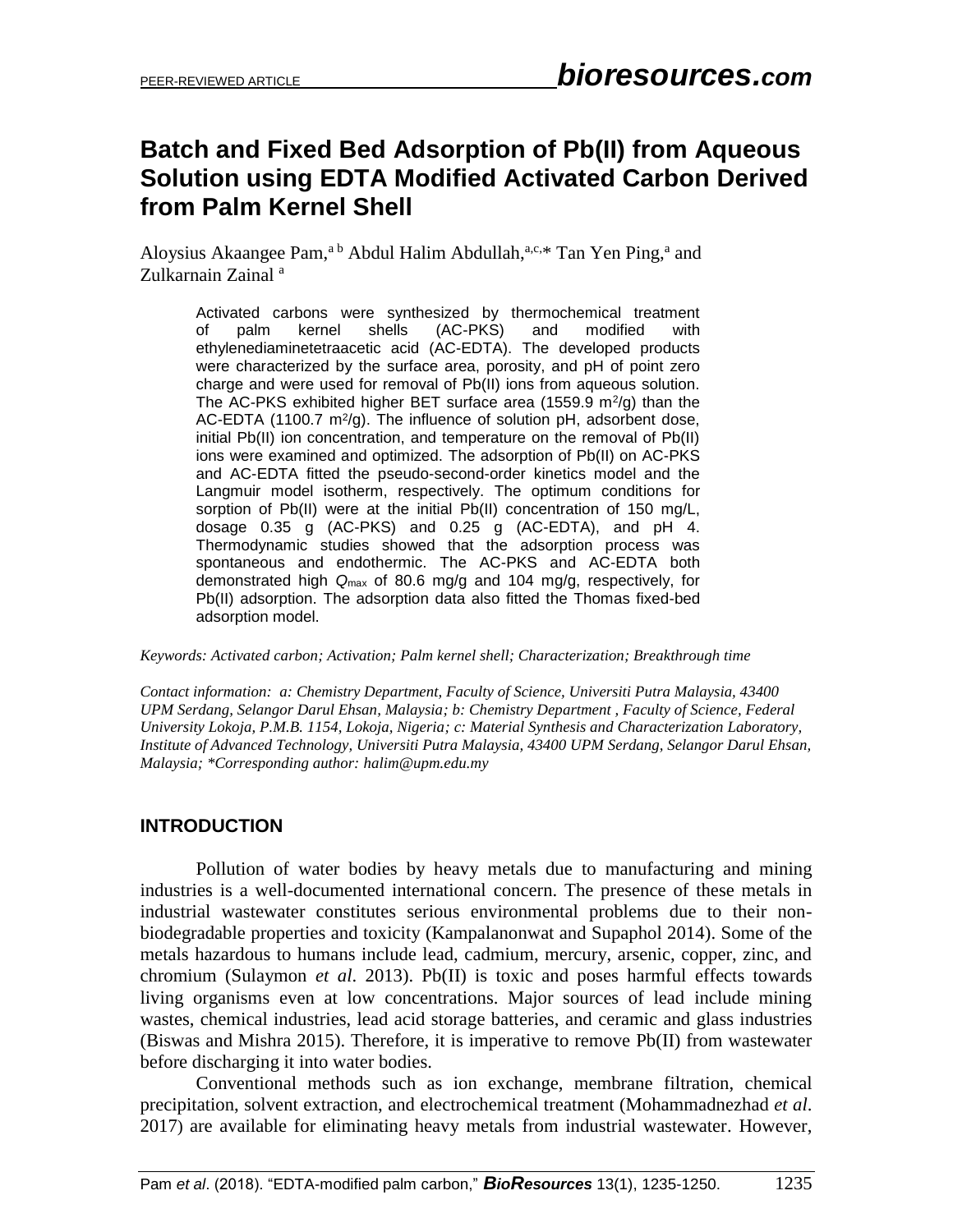# Batch and Fixed Bed Adsorption of Pb(II) from Aqueous Solution using EDTA Modified Activated Carbon Derived from Palm Kernel Shell

Aloysius Akaangee Pam,[a b] Abdul Halim Abdullah,[a,c,*] Tan Yen Ping,[a] and Zulkarnain Zainal [a]

> Activated carbons were synthesized by thermochemical treatment of palm kernel shells (AC-PKS) and modified with ethylenediaminetetraacetic acid (AC-EDTA). The developed products were characterized by the surface area, porosity, and pH of point zero charge and were used for removal of Pb(II) ions from aqueous solution. The AC-PKS exhibited higher BET surface area (1559.9 $m^2/g$) than the AC-EDTA (1100.7 $m^2/g$). The influence of solution pH, adsorbent dose, initial Pb(II) ion concentration, and temperature on the removal of Pb(II) ions were examined and optimized. The adsorption of Pb(II) on AC-PKS and AC-EDTA fitted the pseudo-second-order kinetics model and the Langmuir model isotherm, respectively. The optimum conditions for sorption of Pb(II) were at the initial Pb(II) concentration of 150 mg/L, dosage 0.35 g (AC-PKS) and 0.25 g (AC-EDTA), and pH 4. Thermodynamic studies showed that the adsorption process was spontaneous and endothermic. The AC-PKS and AC-EDTA both demonstrated high $Q_{max}$ of 80.6 mg/g and 104 mg/g, respectively, for Pb(II) adsorption. The adsorption data also fitted the Thomas fixed-bed adsorption model.

*Keywords: Activated carbon; Activation; Palm kernel shell; Characterization; Breakthrough time*

*Contact information: a: Chemistry Department, Faculty of Science, Universiti Putra Malaysia, 43400 UPM Serdang, Selangor Darul Ehsan, Malaysia; b: Chemistry Department , Faculty of Science, Federal University Lokoja, P.M.B. 1154, Lokoja, Nigeria; c: Material Synthesis and Characterization Laboratory, Institute of Advanced Technology, Universiti Putra Malaysia, 43400 UPM Serdang, Selangor Darul Ehsan, Malaysia; \*Corresponding author: halim@upm.edu.my*

## INTRODUCTION

Pollution of water bodies by heavy metals due to manufacturing and mining industries is a well-documented international concern. The presence of these metals in industrial wastewater constitutes serious environmental problems due to their non-biodegradable properties and toxicity (Kampalanonwat and Supaphol 2014). Some of the metals hazardous to humans include lead, cadmium, mercury, arsenic, copper, zinc, and chromium (Sulaymon *et al*. 2013). Pb(II) is toxic and poses harmful effects towards living organisms even at low concentrations. Major sources of lead include mining wastes, chemical industries, lead acid storage batteries, and ceramic and glass industries (Biswas and Mishra 2015). Therefore, it is imperative to remove Pb(II) from wastewater before discharging it into water bodies.

Conventional methods such as ion exchange, membrane filtration, chemical precipitation, solvent extraction, and electrochemical treatment (Mohammadnezhad *et al*. 2017) are available for eliminating heavy metals from industrial wastewater. However,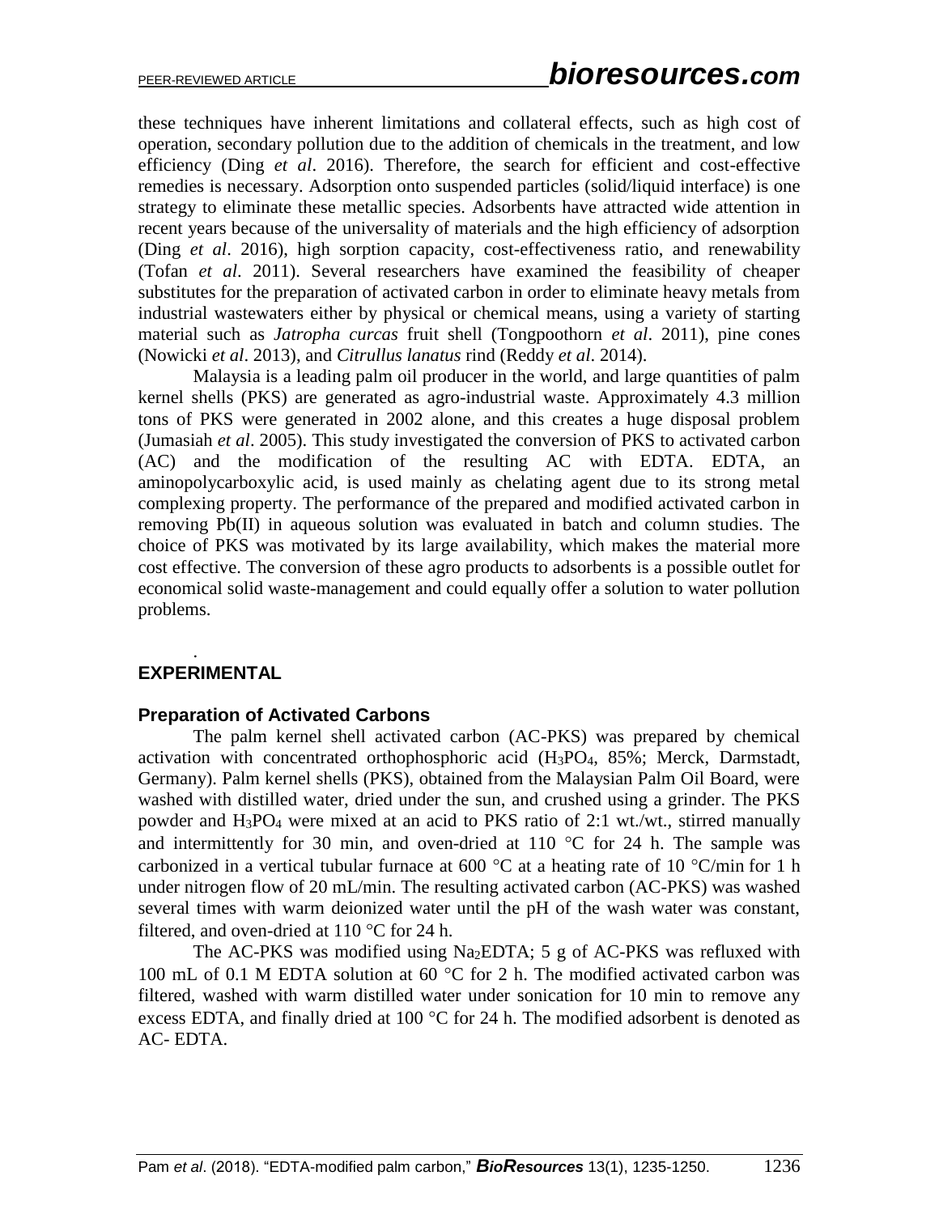these techniques have inherent limitations and collateral effects, such as high cost of operation, secondary pollution due to the addition of chemicals in the treatment, and low efficiency (Ding *et al*. 2016). Therefore, the search for efficient and cost-effective remedies is necessary. Adsorption onto suspended particles (solid/liquid interface) is one strategy to eliminate these metallic species. Adsorbents have attracted wide attention in recent years because of the universality of materials and the high efficiency of adsorption (Ding *et al*. 2016), high sorption capacity, cost-effectiveness ratio, and renewability (Tofan *et al*. 2011). Several researchers have examined the feasibility of cheaper substitutes for the preparation of activated carbon in order to eliminate heavy metals from industrial wastewaters either by physical or chemical means, using a variety of starting material such as *Jatropha curcas* fruit shell (Tongpoothorn *et al*. 2011), pine cones (Nowicki *et al*. 2013), and *Citrullus lanatus* rind (Reddy *et al*. 2014).

Malaysia is a leading palm oil producer in the world, and large quantities of palm kernel shells (PKS) are generated as agro-industrial waste. Approximately 4.3 million tons of PKS were generated in 2002 alone, and this creates a huge disposal problem (Jumasiah *et al*. 2005). This study investigated the conversion of PKS to activated carbon (AC) and the modification of the resulting AC with EDTA. EDTA, an aminopolycarboxylic acid, is used mainly as chelating agent due to its strong metal complexing property. The performance of the prepared and modified activated carbon in removing Pb(II) in aqueous solution was evaluated in batch and column studies. The choice of PKS was motivated by its large availability, which makes the material more cost effective. The conversion of these agro products to adsorbents is a possible outlet for economical solid waste-management and could equally offer a solution to water pollution problems.

## EXPERIMENTAL

### Preparation of Activated Carbons

The palm kernel shell activated carbon (AC-PKS) was prepared by chemical activation with concentrated orthophosphoric acid ($H_3PO_4$, 85%; Merck, Darmstadt, Germany). Palm kernel shells (PKS), obtained from the Malaysian Palm Oil Board, were washed with distilled water, dried under the sun, and crushed using a grinder. The PKS powder and $H_3PO_4$ were mixed at an acid to PKS ratio of 2:1 wt./wt., stirred manually and intermittently for 30 min, and oven-dried at 110 °C for 24 h. The sample was carbonized in a vertical tubular furnace at 600 °C at a heating rate of 10 °C/min for 1 h under nitrogen flow of 20 mL/min. The resulting activated carbon (AC-PKS) was washed several times with warm deionized water until the pH of the wash water was constant, filtered, and oven-dried at 110 °C for 24 h.

The AC-PKS was modified using $Na_2EDTA$; 5 g of AC-PKS was refluxed with 100 mL of 0.1 M EDTA solution at 60 °C for 2 h. The modified activated carbon was filtered, washed with warm distilled water under sonication for 10 min to remove any excess EDTA, and finally dried at 100 °C for 24 h. The modified adsorbent is denoted as AC- EDTA.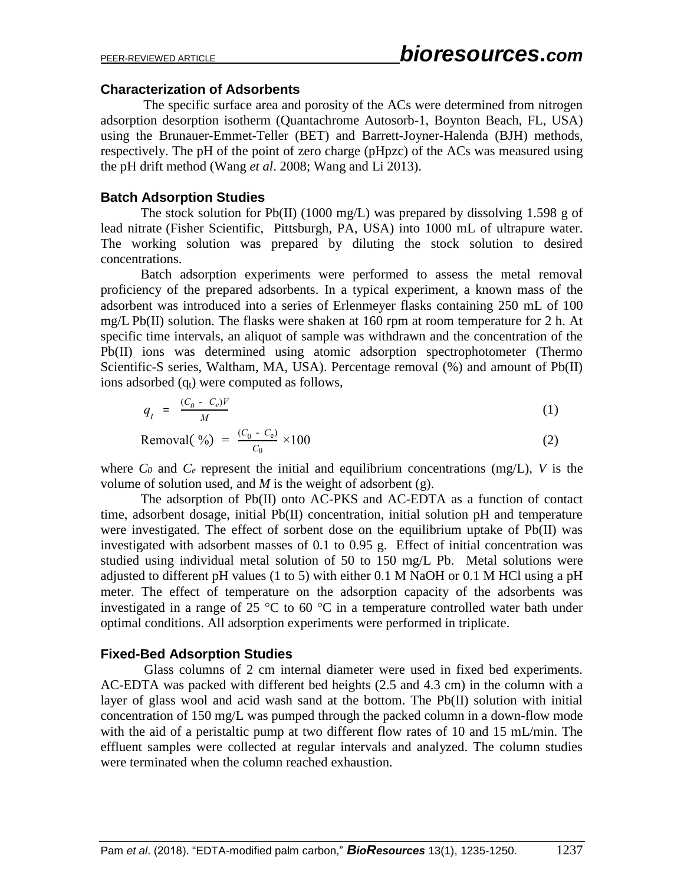### Characterization of Adsorbents

The specific surface area and porosity of the ACs were determined from nitrogen adsorption desorption isotherm (Quantachrome Autosorb-1, Boynton Beach, FL, USA) using the Brunauer-Emmet-Teller (BET) and Barrett-Joyner-Halenda (BJH) methods, respectively. The pH of the point of zero charge (pHpzc) of the ACs was measured using the pH drift method (Wang *et al*. 2008; Wang and Li 2013).

### Batch Adsorption Studies

The stock solution for Pb(II) (1000 mg/L) was prepared by dissolving 1.598 g of lead nitrate (Fisher Scientific, Pittsburgh, PA, USA) into 1000 mL of ultrapure water. The working solution was prepared by diluting the stock solution to desired concentrations.

Batch adsorption experiments were performed to assess the metal removal proficiency of the prepared adsorbents. In a typical experiment, a known mass of the adsorbent was introduced into a series of Erlenmeyer flasks containing 250 mL of 100 mg/L Pb(II) solution. The flasks were shaken at 160 rpm at room temperature for 2 h. At specific time intervals, an aliquot of sample was withdrawn and the concentration of the Pb(II) ions was determined using atomic adsorption spectrophotometer (Thermo Scientific-S series, Waltham, MA, USA). Percentage removal (%) and amount of Pb(II) ions adsorbed ($q_t$) were computed as follows,

$$q_t = \frac{(C_0 - C_e)V}{M} \tag{1}$$

$$\text{Removal(\%)} = \frac{(C_0 - C_e)}{C_0} \times 100 \tag{2}$$

where $C_0$ and $C_e$ represent the initial and equilibrium concentrations (mg/L), $V$ is the volume of solution used, and $M$ is the weight of adsorbent (g).

The adsorption of Pb(II) onto AC-PKS and AC-EDTA as a function of contact time, adsorbent dosage, initial Pb(II) concentration, initial solution pH and temperature were investigated. The effect of sorbent dose on the equilibrium uptake of Pb(II) was investigated with adsorbent masses of 0.1 to 0.95 g. Effect of initial concentration was studied using individual metal solution of 50 to 150 mg/L Pb. Metal solutions were adjusted to different pH values (1 to 5) with either 0.1 M NaOH or 0.1 M HCl using a pH meter. The effect of temperature on the adsorption capacity of the adsorbents was investigated in a range of 25 °C to 60 °C in a temperature controlled water bath under optimal conditions. All adsorption experiments were performed in triplicate.

### Fixed-Bed Adsorption Studies

Glass columns of 2 cm internal diameter were used in fixed bed experiments. AC-EDTA was packed with different bed heights (2.5 and 4.3 cm) in the column with a layer of glass wool and acid wash sand at the bottom. The Pb(II) solution with initial concentration of 150 mg/L was pumped through the packed column in a down-flow mode with the aid of a peristaltic pump at two different flow rates of 10 and 15 mL/min. The effluent samples were collected at regular intervals and analyzed. The column studies were terminated when the column reached exhaustion.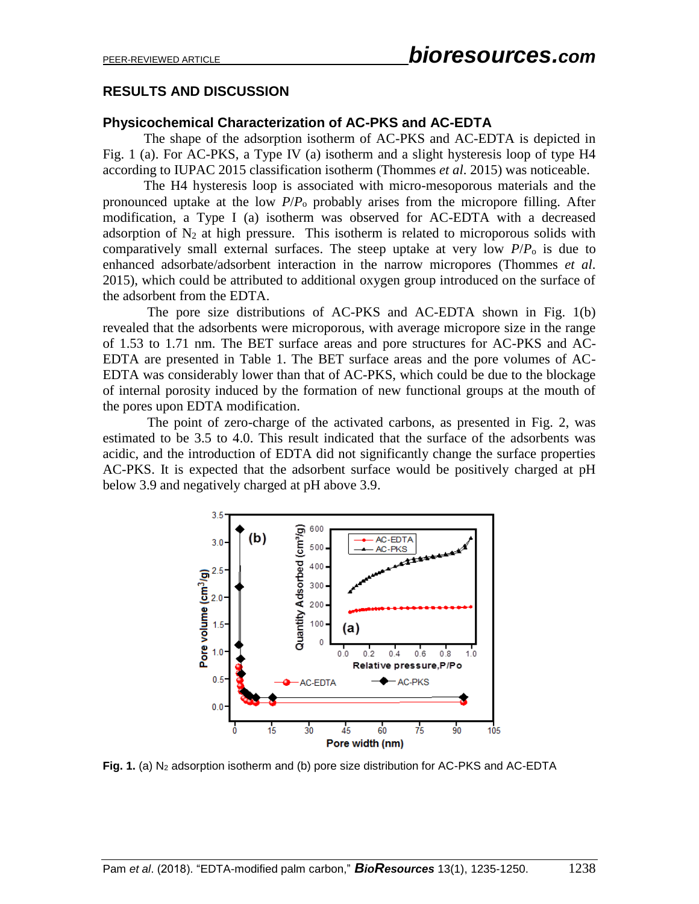## RESULTS AND DISCUSSION

### Physicochemical Characterization of AC-PKS and AC-EDTA

The shape of the adsorption isotherm of AC-PKS and AC-EDTA is depicted in Fig. 1 (a). For AC-PKS, a Type IV (a) isotherm and a slight hysteresis loop of type H4 according to IUPAC 2015 classification isotherm (Thommes *et al*. 2015) was noticeable.

The H4 hysteresis loop is associated with micro-mesoporous materials and the pronounced uptake at the low $P/P_o$ probably arises from the micropore filling. After modification, a Type I (a) isotherm was observed for AC-EDTA with a decreased adsorption of $N_2$ at high pressure. This isotherm is related to microporous solids with comparatively small external surfaces. The steep uptake at very low $P/P_o$ is due to enhanced adsorbate/adsorbent interaction in the narrow micropores (Thommes *et al*. 2015), which could be attributed to additional oxygen group introduced on the surface of the adsorbent from the EDTA.

The pore size distributions of AC-PKS and AC-EDTA shown in Fig. 1(b) revealed that the adsorbents were microporous, with average micropore size in the range of 1.53 to 1.71 nm. The BET surface areas and pore structures for AC-PKS and AC-EDTA are presented in Table 1. The BET surface areas and the pore volumes of AC-EDTA was considerably lower than that of AC-PKS, which could be due to the blockage of internal porosity induced by the formation of new functional groups at the mouth of the pores upon EDTA modification.

The point of zero-charge of the activated carbons, as presented in Fig. 2, was estimated to be 3.5 to 4.0. This result indicated that the surface of the adsorbents was acidic, and the introduction of EDTA did not significantly change the surface properties AC-PKS. It is expected that the adsorbent surface would be positively charged at pH below 3.9 and negatively charged at pH above 3.9.

**Fig. 1.** (a) $N_2$ adsorption isotherm and (b) pore size distribution for AC-PKS and AC-EDTA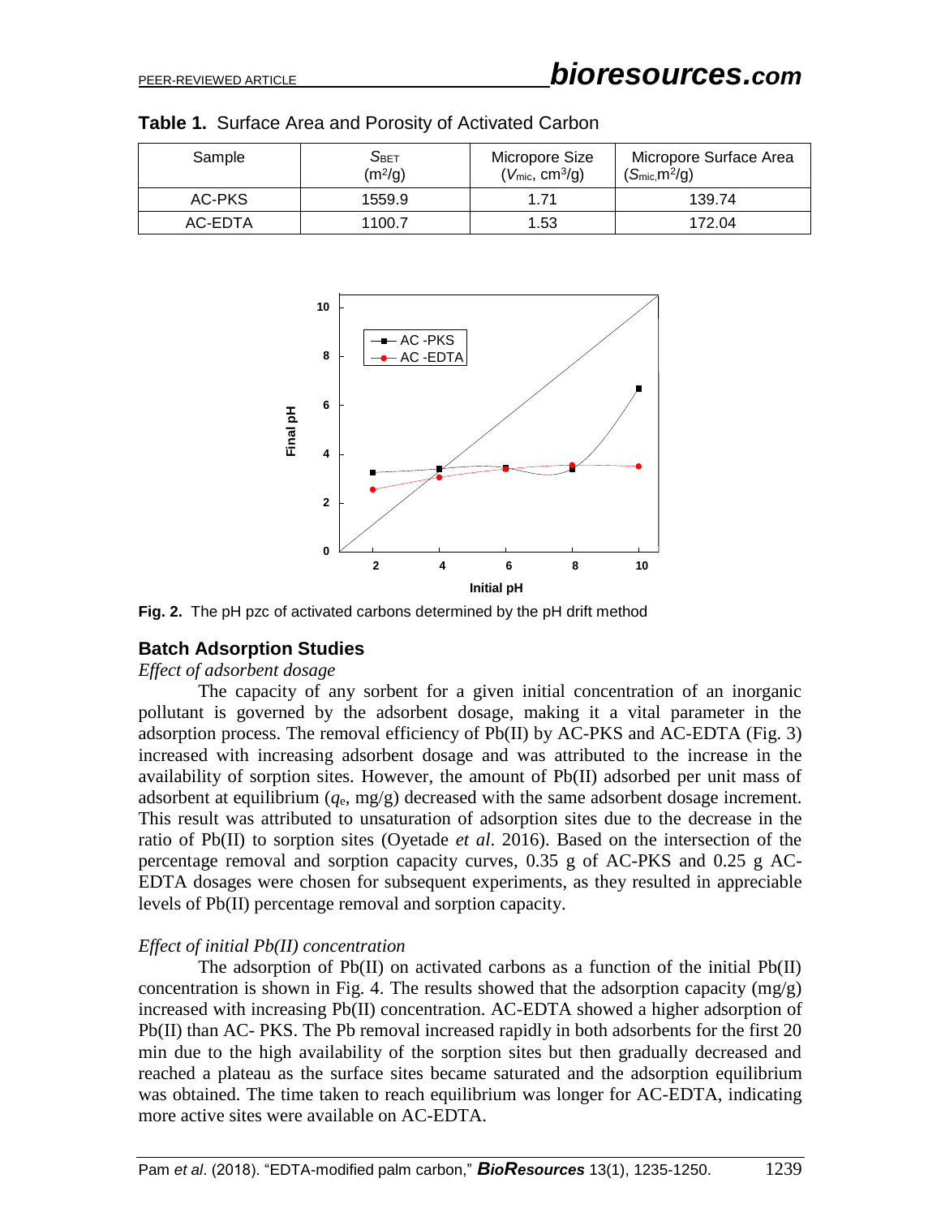**Table 1.** Surface Area and Porosity of Activated Carbon

| Sample | $S_{BET}$ ($m^2/g$) | Micropore Size ($V_{mic}$, $cm^3/g$) | Micropore Surface Area ($S_{mic}$, $m^2/g$) |
|---|---|---|---|
| AC-PKS | 1559.9 | 1.71 | 139.74 |
| AC-EDTA | 1100.7 | 1.53 | 172.04 |

**Fig. 2.** The pH pzc of activated carbons determined by the pH drift method

## Batch Adsorption Studies

*Effect of adsorbent dosage*

The capacity of any sorbent for a given initial concentration of an inorganic pollutant is governed by the adsorbent dosage, making it a vital parameter in the adsorption process. The removal efficiency of Pb(II) by AC-PKS and AC-EDTA (Fig. 3) increased with increasing adsorbent dosage and was attributed to the increase in the availability of sorption sites. However, the amount of Pb(II) adsorbed per unit mass of adsorbent at equilibrium ($q_e$, mg/g) decreased with the same adsorbent dosage increment. This result was attributed to unsaturation of adsorption sites due to the decrease in the ratio of Pb(II) to sorption sites (Oyetade *et al.* 2016). Based on the intersection of the percentage removal and sorption capacity curves, 0.35 g of AC-PKS and 0.25 g AC-EDTA dosages were chosen for subsequent experiments, as they resulted in appreciable levels of Pb(II) percentage removal and sorption capacity.

*Effect of initial Pb(II) concentration*

The adsorption of Pb(II) on activated carbons as a function of the initial Pb(II) concentration is shown in Fig. 4. The results showed that the adsorption capacity (mg/g) increased with increasing Pb(II) concentration. AC-EDTA showed a higher adsorption of Pb(II) than AC- PKS. The Pb removal increased rapidly in both adsorbents for the first 20 min due to the high availability of the sorption sites but then gradually decreased and reached a plateau as the surface sites became saturated and the adsorption equilibrium was obtained. The time taken to reach equilibrium was longer for AC-EDTA, indicating more active sites were available on AC-EDTA.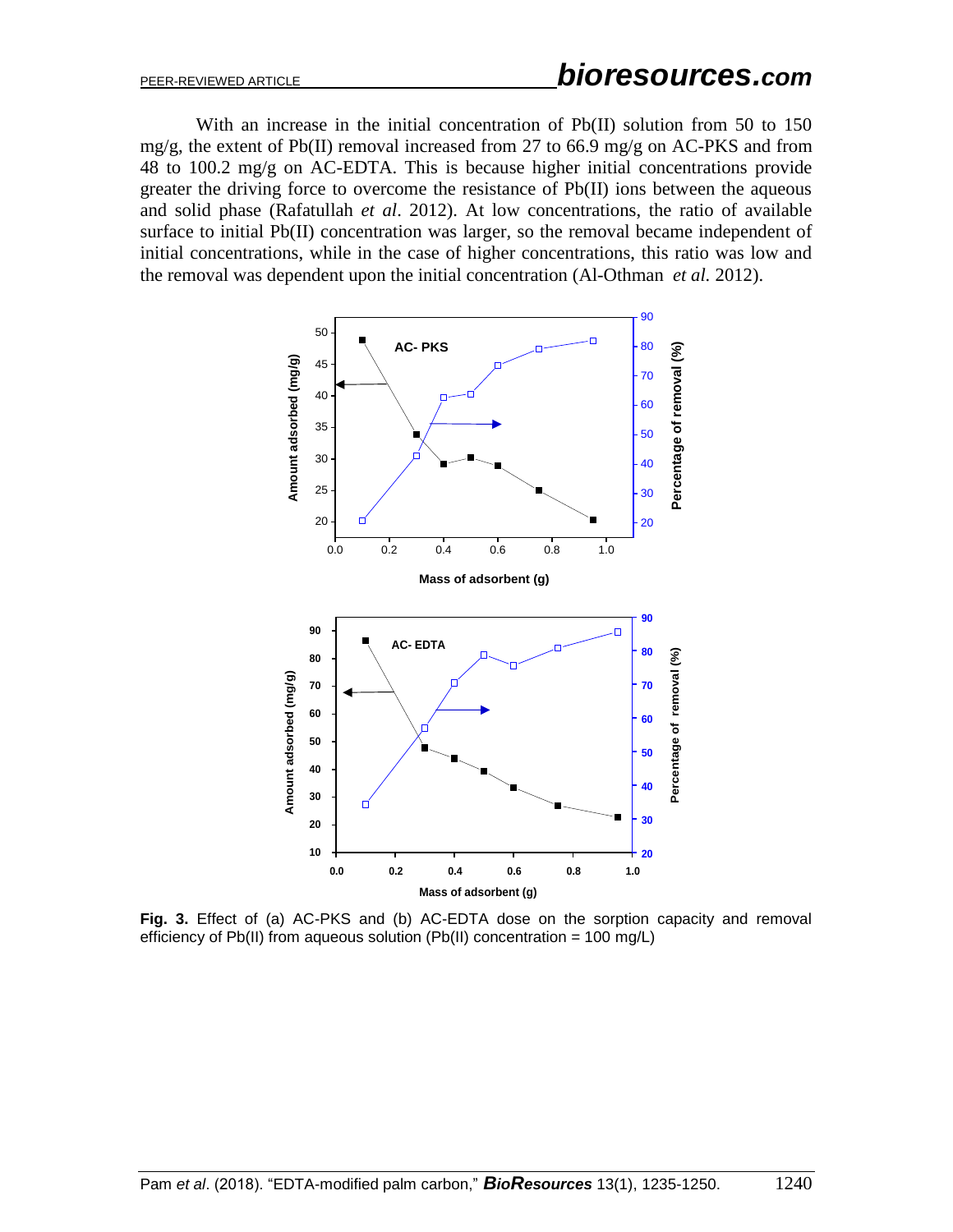With an increase in the initial concentration of Pb(II) solution from 50 to 150 mg/g, the extent of Pb(II) removal increased from 27 to 66.9 mg/g on AC-PKS and from 48 to 100.2 mg/g on AC-EDTA. This is because higher initial concentrations provide greater the driving force to overcome the resistance of Pb(II) ions between the aqueous and solid phase (Rafatullah *et al*. 2012). At low concentrations, the ratio of available surface to initial Pb(II) concentration was larger, so the removal became independent of initial concentrations, while in the case of higher concentrations, this ratio was low and the removal was dependent upon the initial concentration (Al-Othman *et al.* 2012).

**Fig. 3.** Effect of (a) AC-PKS and (b) AC-EDTA dose on the sorption capacity and removal efficiency of Pb(II) from aqueous solution (Pb(II) concentration = 100 mg/L)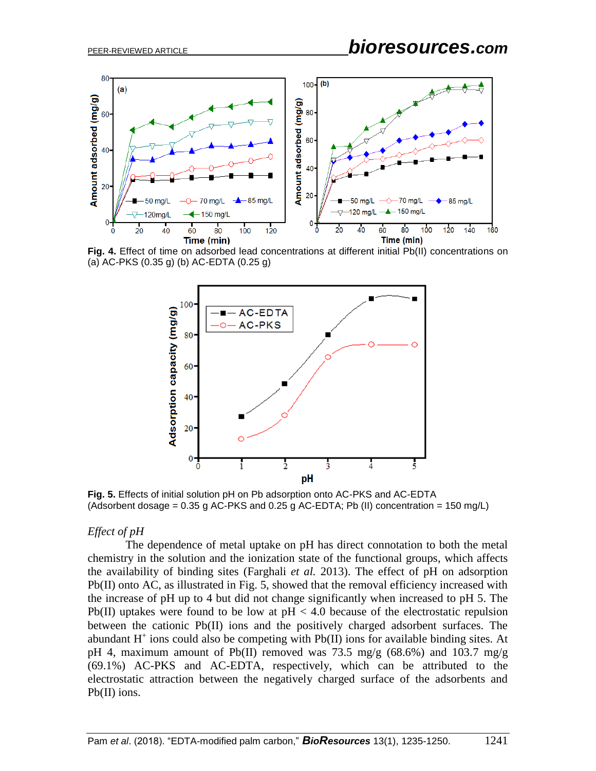Fig. 4. Effect of time on adsorbed lead concentrations at different initial Pb(II) concentrations on (a) AC-PKS (0.35 g) (b) AC-EDTA (0.25 g)

Fig. 5. Effects of initial solution pH on Pb adsorption onto AC-PKS and AC-EDTA (Adsorbent dosage = 0.35 g AC-PKS and 0.25 g AC-EDTA; Pb (II) concentration = 150 mg/L)

*Effect of pH*

The dependence of metal uptake on pH has direct connotation to both the metal chemistry in the solution and the ionization state of the functional groups, which affects the availability of binding sites (Farghali *et al.* 2013). The effect of pH on adsorption Pb(II) onto AC, as illustrated in Fig. 5, showed that the removal efficiency increased with the increase of pH up to 4 but did not change significantly when increased to pH 5. The Pb(II) uptakes were found to be low at pH < 4.0 because of the electrostatic repulsion between the cationic Pb(II) ions and the positively charged adsorbent surfaces. The abundant $H^+$ ions could also be competing with Pb(II) ions for available binding sites. At pH 4, maximum amount of Pb(II) removed was 73.5 mg/g (68.6%) and 103.7 mg/g (69.1%) AC-PKS and AC-EDTA, respectively, which can be attributed to the electrostatic attraction between the negatively charged surface of the adsorbents and Pb(II) ions.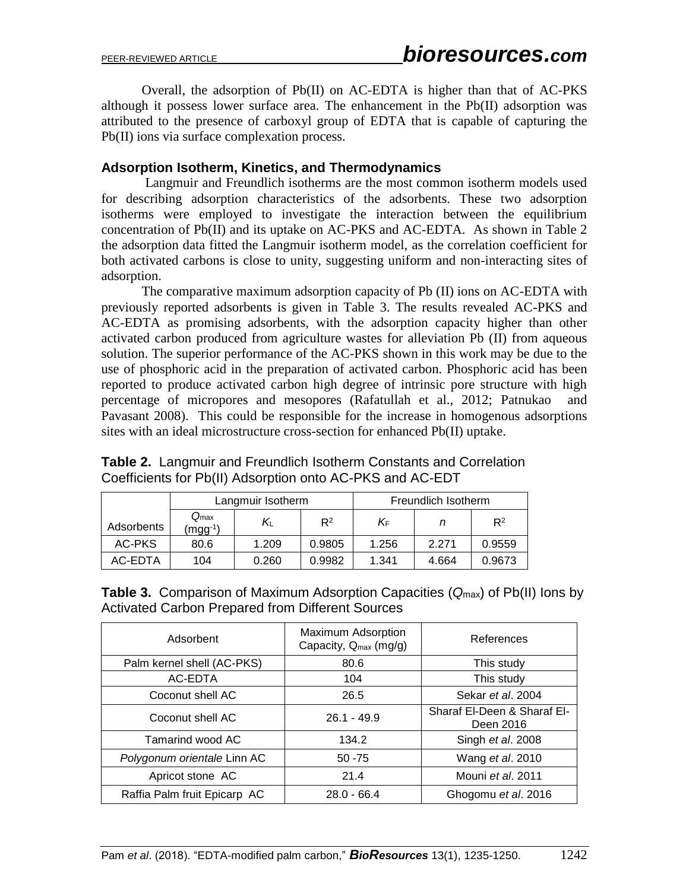Overall, the adsorption of Pb(II) on AC-EDTA is higher than that of AC-PKS although it possess lower surface area. The enhancement in the Pb(II) adsorption was attributed to the presence of carboxyl group of EDTA that is capable of capturing the Pb(II) ions via surface complexation process.

### Adsorption Isotherm, Kinetics, and Thermodynamics

Langmuir and Freundlich isotherms are the most common isotherm models used for describing adsorption characteristics of the adsorbents. These two adsorption isotherms were employed to investigate the interaction between the equilibrium concentration of Pb(II) and its uptake on AC-PKS and AC-EDTA. As shown in Table 2 the adsorption data fitted the Langmuir isotherm model, as the correlation coefficient for both activated carbons is close to unity, suggesting uniform and non-interacting sites of adsorption.

The comparative maximum adsorption capacity of Pb (II) ions on AC-EDTA with previously reported adsorbents is given in Table 3. The results revealed AC-PKS and AC-EDTA as promising adsorbents, with the adsorption capacity higher than other activated carbon produced from agriculture wastes for alleviation Pb (II) from aqueous solution. The superior performance of the AC-PKS shown in this work may be due to the use of phosphoric acid in the preparation of activated carbon. Phosphoric acid has been reported to produce activated carbon high degree of intrinsic pore structure with high percentage of micropores and mesopores (Rafatullah et al., 2012; Patnukao and Pavasant 2008). This could be responsible for the increase in homogenous adsorptions sites with an ideal microstructure cross-section for enhanced Pb(II) uptake.

**Table 2.** Langmuir and Freundlich Isotherm Constants and Correlation Coefficients for Pb(II) Adsorption onto AC-PKS and AC-EDT

| | Langmuir Isotherm | | | Freundlich Isotherm | | |
|---|---|---|---|---|---|---|
| Adsorbents | $Q_{max}$ ($mgg^{-1}$) | $K_L$ | $R^2$ | $K_F$ | $n$ | $R^2$ |
| AC-PKS | 80.6 | 1.209 | 0.9805 | 1.256 | 2.271 | 0.9559 |
| AC-EDTA | 104 | 0.260 | 0.9982 | 1.341 | 4.664 | 0.9673 |

**Table 3.** Comparison of Maximum Adsorption Capacities ($Q_{max}$) of Pb(II) Ions by Activated Carbon Prepared from Different Sources

| Adsorbent | Maximum Adsorption Capacity, $Q_{max}$ (mg/g) | References |
|---|---|---|
| Palm kernel shell (AC-PKS) | 80.6 | This study |
| AC-EDTA | 104 | This study |
| Coconut shell AC | 26.5 | Sekar *et al*. 2004 |
| Coconut shell AC | 26.1 - 49.9 | Sharaf El-Deen & Sharaf El-Deen 2016 |
| Tamarind wood AC | 134.2 | Singh *et al*. 2008 |
| *Polygonum orientale* Linn AC | 50 -75 | Wang *et al*. 2010 |
| Apricot stone AC | 21.4 | Mouni *et al*. 2011 |
| Raffia Palm fruit Epicarp AC | 28.0 - 66.4 | Ghogomu *et al*. 2016 |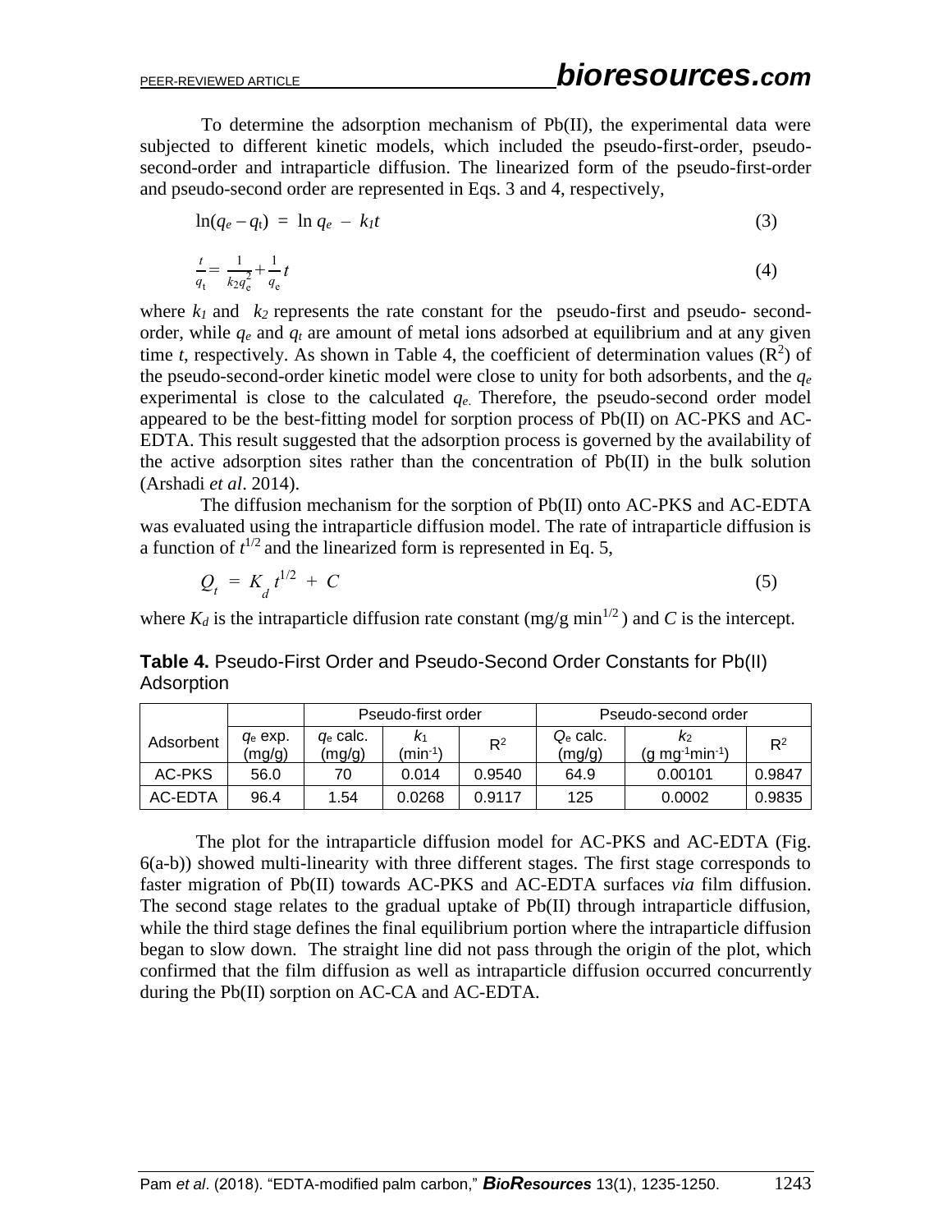To determine the adsorption mechanism of Pb(II), the experimental data were subjected to different kinetic models, which included the pseudo-first-order, pseudo-second-order and intraparticle diffusion. The linearized form of the pseudo-first-order and pseudo-second order are represented in Eqs. 3 and 4, respectively,

$$\ln(q_e - q_t) = \ln q_e - k_1 t \tag{3}$$

$$\frac{t}{q_t} = \frac{1}{k_2 q_e^2} + \frac{1}{q_e} t \tag{4}$$

where $k_1$ and $k_2$ represents the rate constant for the pseudo-first and pseudo- second-order, while $q_e$ and $q_t$ are amount of metal ions adsorbed at equilibrium and at any given time $t$, respectively. As shown in Table 4, the coefficient of determination values ($R^2$) of the pseudo-second-order kinetic model were close to unity for both adsorbents, and the $q_e$ experimental is close to the calculated $q_e$. Therefore, the pseudo-second order model appeared to be the best-fitting model for sorption process of Pb(II) on AC-PKS and AC-EDTA. This result suggested that the adsorption process is governed by the availability of the active adsorption sites rather than the concentration of Pb(II) in the bulk solution (Arshadi *et al*. 2014).

The diffusion mechanism for the sorption of Pb(II) onto AC-PKS and AC-EDTA was evaluated using the intraparticle diffusion model. The rate of intraparticle diffusion is a function of $t^{1/2}$ and the linearized form is represented in Eq. 5,

$$Q_t = K_d t^{1/2} + C \tag{5}$$

where $K_d$ is the intraparticle diffusion rate constant (mg/g min$^{1/2}$) and $C$ is the intercept.

**Table 4.** Pseudo-First Order and Pseudo-Second Order Constants for Pb(II) Adsorption

| | | Pseudo-first order | | | Pseudo-second order | | |
|---|---|---|---|---|---|---|---|
| Adsorbent | $q_e$ exp. (mg/g) | $q_e$ calc. (mg/g) | $k_1$ (min$^{-1}$) | $R^2$ | $Q_e$ calc. (mg/g) | $k_2$ (g mg$^{-1}$min$^{-1}$) | $R^2$ |
| AC-PKS | 56.0 | 70 | 0.014 | 0.9540 | 64.9 | 0.00101 | 0.9847 |
| AC-EDTA | 96.4 | 1.54 | 0.0268 | 0.9117 | 125 | 0.0002 | 0.9835 |

The plot for the intraparticle diffusion model for AC-PKS and AC-EDTA (Fig. 6(a-b)) showed multi-linearity with three different stages. The first stage corresponds to faster migration of Pb(II) towards AC-PKS and AC-EDTA surfaces *via* film diffusion. The second stage relates to the gradual uptake of Pb(II) through intraparticle diffusion, while the third stage defines the final equilibrium portion where the intraparticle diffusion began to slow down. The straight line did not pass through the origin of the plot, which confirmed that the film diffusion as well as intraparticle diffusion occurred concurrently during the Pb(II) sorption on AC-CA and AC-EDTA.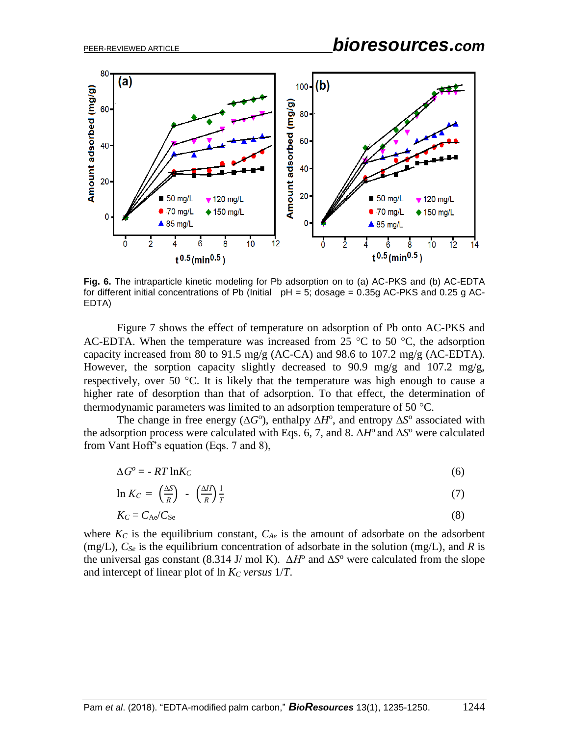**Fig. 6.** The intraparticle kinetic modeling for Pb adsorption on to (a) AC-PKS and (b) AC-EDTA for different initial concentrations of Pb (Initial pH = 5; dosage = 0.35g AC-PKS and 0.25 g AC-EDTA)

Figure 7 shows the effect of temperature on adsorption of Pb onto AC-PKS and AC-EDTA. When the temperature was increased from 25 °C to 50 °C, the adsorption capacity increased from 80 to 91.5 mg/g (AC-CA) and 98.6 to 107.2 mg/g (AC-EDTA). However, the sorption capacity slightly decreased to 90.9 mg/g and 107.2 mg/g, respectively, over 50 °C. It is likely that the temperature was high enough to cause a higher rate of desorption than that of adsorption. To that effect, the determination of thermodynamic parameters was limited to an adsorption temperature of 50 °C.

The change in free energy ($\Delta G^o$), enthalpy $\Delta H^o$, and entropy $\Delta S^o$ associated with the adsorption process were calculated with Eqs. 6, 7, and 8. $\Delta H^o$ and $\Delta S^o$ were calculated from Vant Hoff's equation (Eqs. 7 and 8),

$$\Delta G^o = - RT \ln K_C \tag{6}$$

$$\ln K_C = \left(\frac{\Delta S}{R}\right) - \left(\frac{\Delta H}{R}\right)\frac{1}{T} \tag{7}$$

$$K_C = C_{Ae}/C_{Se} \tag{8}$$

where $K_C$ is the equilibrium constant, $C_{Ae}$ is the amount of adsorbate on the adsorbent (mg/L), $C_{Se}$ is the equilibrium concentration of adsorbate in the solution (mg/L), and $R$ is the universal gas constant (8.314 J/ mol K). $\Delta H^o$ and $\Delta S^o$ were calculated from the slope and intercept of linear plot of ln $K_C$ *versus* $1/T$.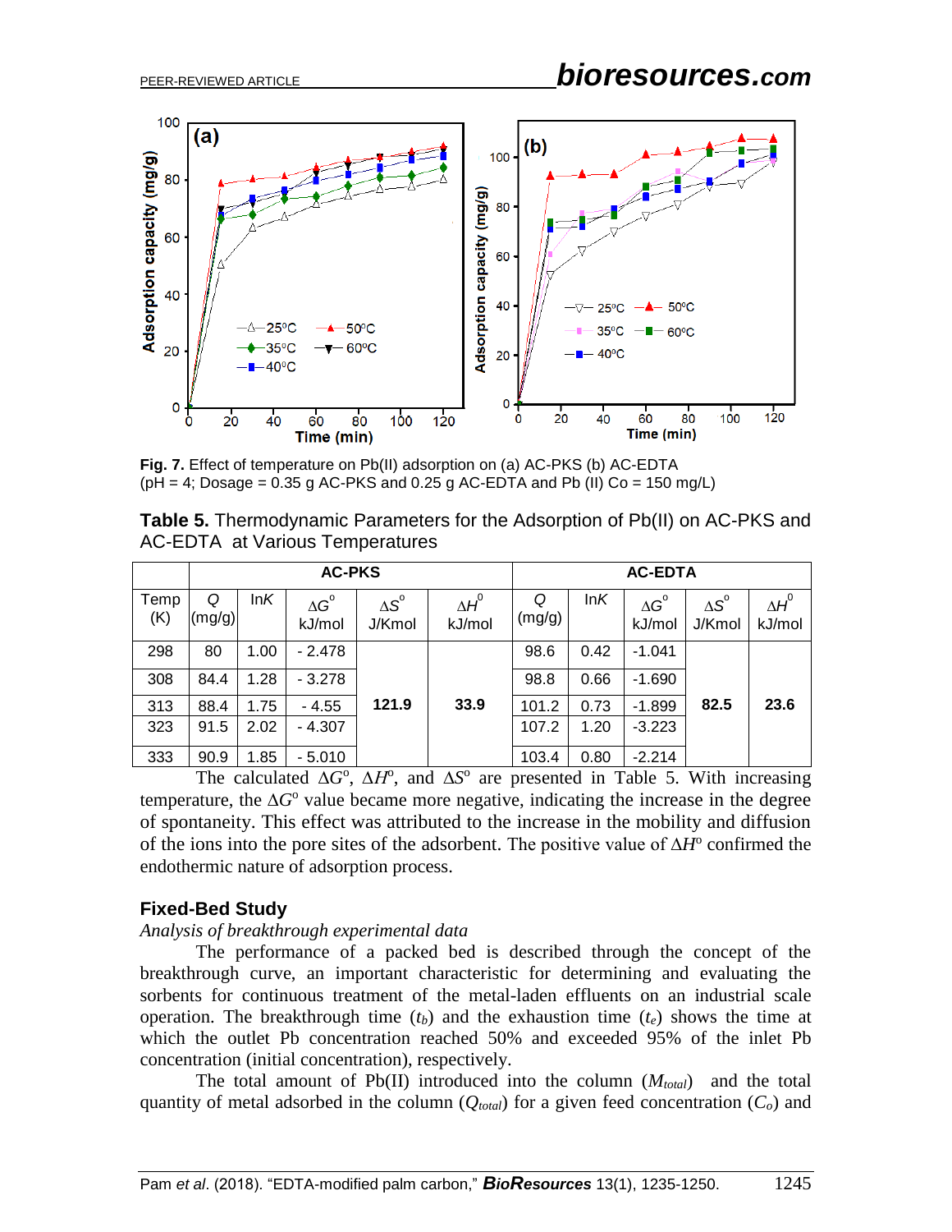**Fig. 7.** Effect of temperature on Pb(II) adsorption on (a) AC-PKS (b) AC-EDTA (pH = 4; Dosage = 0.35 g AC-PKS and 0.25 g AC-EDTA and Pb (II) Co = 150 mg/L)

**Table 5.** Thermodynamic Parameters for the Adsorption of Pb(II) on AC-PKS and AC-EDTA at Various Temperatures

| | AC-PKS | | | | | AC-EDTA | | | | |
|---|---|---|---|---|---|---|---|---|---|---|
| Temp (K) | $Q$ (mg/g) | ln$K$ | $\Delta G^o$ kJ/mol | $\Delta S^o$ J/Kmol | $\Delta H^0$ kJ/mol | $Q$ (mg/g) | ln$K$ | $\Delta G^o$ kJ/mol | $\Delta S^o$ J/Kmol | $\Delta H^0$ kJ/mol |
| 298 | 80 | 1.00 | - 2.478 | **121.9** | **33.9** | 98.6 | 0.42 | -1.041 | **82.5** | **23.6** |
| 308 | 84.4 | 1.28 | - 3.278 | | | 98.8 | 0.66 | -1.690 | | |
| 313 | 88.4 | 1.75 | - 4.55 | | | 101.2 | 0.73 | -1.899 | | |
| 323 | 91.5 | 2.02 | - 4.307 | | | 107.2 | 1.20 | -3.223 | | |
| 333 | 90.9 | 1.85 | - 5.010 | | | 103.4 | 0.80 | -2.214 | | |

The calculated $\Delta G^o$, $\Delta H^o$, and $\Delta S^o$ are presented in Table 5. With increasing temperature, the $\Delta G^o$ value became more negative, indicating the increase in the degree of spontaneity. This effect was attributed to the increase in the mobility and diffusion of the ions into the pore sites of the adsorbent. The positive value of $\Delta H^o$ confirmed the endothermic nature of adsorption process.

## Fixed-Bed Study

*Analysis of breakthrough experimental data*

The performance of a packed bed is described through the concept of the breakthrough curve, an important characteristic for determining and evaluating the sorbents for continuous treatment of the metal-laden effluents on an industrial scale operation. The breakthrough time ($t_b$) and the exhaustion time ($t_e$) shows the time at which the outlet Pb concentration reached 50% and exceeded 95% of the inlet Pb concentration (initial concentration), respectively.

The total amount of Pb(II) introduced into the column ($M_{total}$) and the total quantity of metal adsorbed in the column ($Q_{total}$) for a given feed concentration ($C_o$) and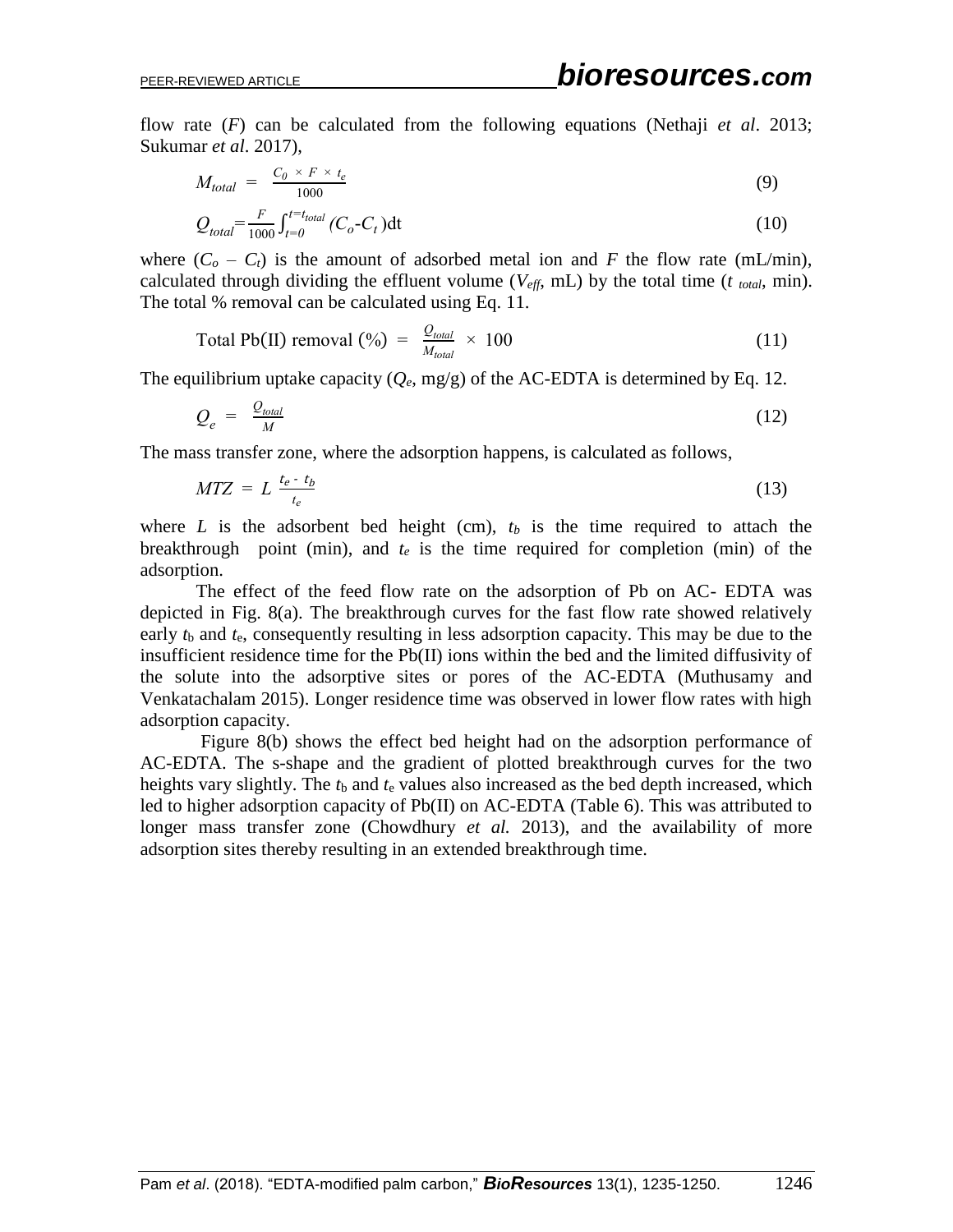flow rate ($F$) can be calculated from the following equations (Nethaji *et al*. 2013; Sukumar *et al*. 2017),

$$M_{total} = \frac{C_0 \times F \times t_e}{1000} \tag{9}$$

$$Q_{total} = \frac{F}{1000}\int_{t=0}^{t=t_{total}} (C_o - C_t)\mathrm{d}t \tag{10}$$

where ($C_o$ – $C_t$) is the amount of adsorbed metal ion and $F$ the flow rate (mL/min), calculated through dividing the effluent volume ($V_{eff}$, mL) by the total time ($t_{total}$, min). The total % removal can be calculated using Eq. 11.

$$\text{Total Pb(II) removal (\%)} = \frac{Q_{total}}{M_{total}} \times 100 \tag{11}$$

The equilibrium uptake capacity ($Q_e$, mg/g) of the AC-EDTA is determined by Eq. 12.

$$Q_e = \frac{Q_{total}}{M} \tag{12}$$

The mass transfer zone, where the adsorption happens, is calculated as follows,

$$MTZ = L\ \frac{t_e - t_b}{t_e} \tag{13}$$

where $L$ is the adsorbent bed height (cm), $t_b$ is the time required to attach the breakthrough point (min), and $t_e$ is the time required for completion (min) of the adsorption.

The effect of the feed flow rate on the adsorption of Pb on AC- EDTA was depicted in Fig. 8(a). The breakthrough curves for the fast flow rate showed relatively early $t_b$ and $t_e$, consequently resulting in less adsorption capacity. This may be due to the insufficient residence time for the Pb(II) ions within the bed and the limited diffusivity of the solute into the adsorptive sites or pores of the AC-EDTA (Muthusamy and Venkatachalam 2015). Longer residence time was observed in lower flow rates with high adsorption capacity.

Figure 8(b) shows the effect bed height had on the adsorption performance of AC-EDTA. The s-shape and the gradient of plotted breakthrough curves for the two heights vary slightly. The $t_b$ and $t_e$ values also increased as the bed depth increased, which led to higher adsorption capacity of Pb(II) on AC-EDTA (Table 6). This was attributed to longer mass transfer zone (Chowdhury *et al.* 2013), and the availability of more adsorption sites thereby resulting in an extended breakthrough time.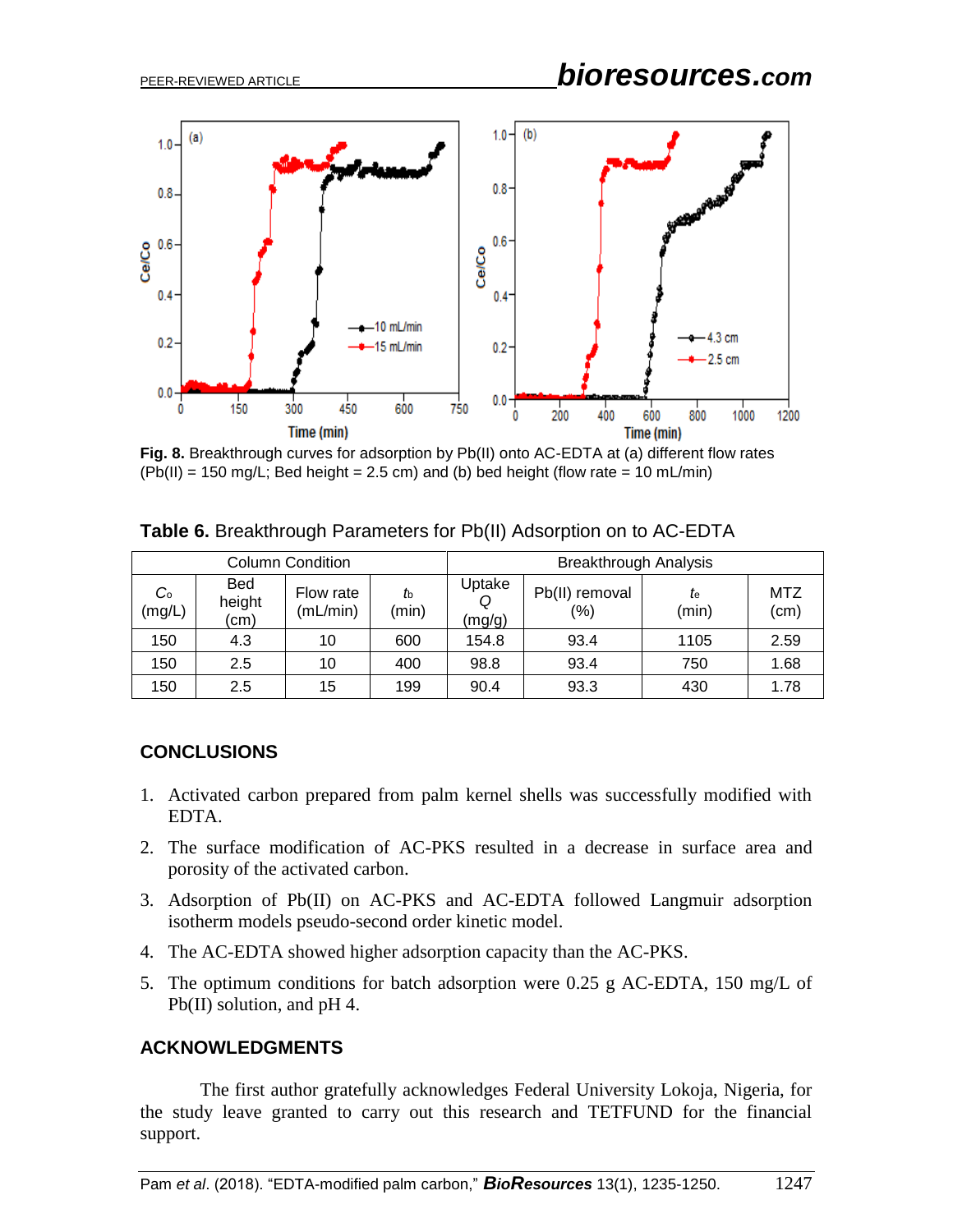Fig. 8. Breakthrough curves for adsorption by Pb(II) onto AC-EDTA at (a) different flow rates (Pb(II) = 150 mg/L; Bed height = 2.5 cm) and (b) bed height (flow rate = 10 mL/min)

**Table 6.** Breakthrough Parameters for Pb(II) Adsorption on to AC-EDTA

| Column Condition | | | | Breakthrough Analysis | | | |
|---|---|---|---|---|---|---|---|
| $C_o$ (mg/L) | Bed height (cm) | Flow rate (mL/min) | $t_b$ (min) | Uptake $Q$ (mg/g) | Pb(II) removal (%) | $t_e$ (min) | MTZ (cm) |
| 150 | 4.3 | 10 | 600 | 154.8 | 93.4 | 1105 | 2.59 |
| 150 | 2.5 | 10 | 400 | 98.8 | 93.4 | 750 | 1.68 |
| 150 | 2.5 | 15 | 199 | 90.4 | 93.3 | 430 | 1.78 |

## CONCLUSIONS

1. Activated carbon prepared from palm kernel shells was successfully modified with EDTA.
2. The surface modification of AC-PKS resulted in a decrease in surface area and porosity of the activated carbon.
3. Adsorption of Pb(II) on AC-PKS and AC-EDTA followed Langmuir adsorption isotherm models pseudo-second order kinetic model.
4. The AC-EDTA showed higher adsorption capacity than the AC-PKS.
5. The optimum conditions for batch adsorption were 0.25 g AC-EDTA, 150 mg/L of Pb(II) solution, and pH 4.

## ACKNOWLEDGMENTS

The first author gratefully acknowledges Federal University Lokoja, Nigeria, for the study leave granted to carry out this research and TETFUND for the financial support.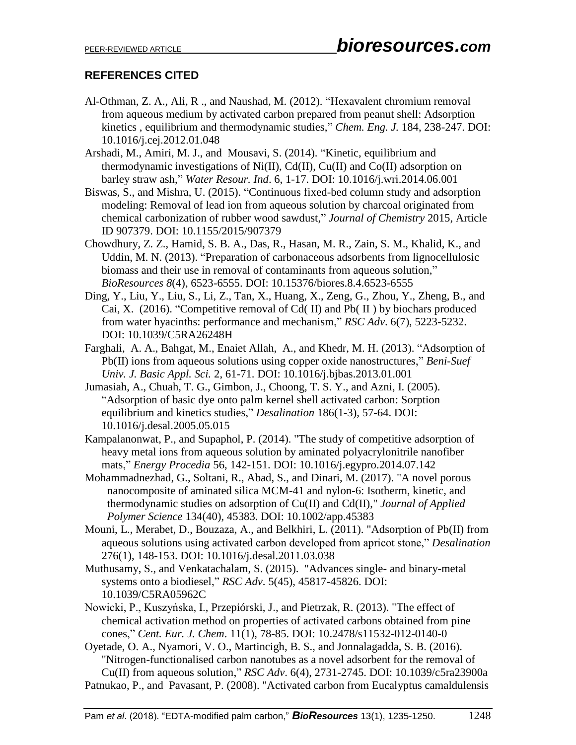## REFERENCES CITED

Al-Othman, Z. A., Ali, R ., and Naushad, M. (2012). "Hexavalent chromium removal from aqueous medium by activated carbon prepared from peanut shell: Adsorption kinetics , equilibrium and thermodynamic studies," *Chem. Eng. J.* 184, 238-247. DOI: 10.1016/j.cej.2012.01.048

Arshadi, M., Amiri, M. J., and Mousavi, S. (2014). "Kinetic, equilibrium and thermodynamic investigations of Ni(II), Cd(II), Cu(II) and Co(II) adsorption on barley straw ash," *Water Resour. Ind*. 6, 1-17. DOI: 10.1016/j.wri.2014.06.001

Biswas, S., and Mishra, U. (2015). "Continuous fixed-bed column study and adsorption modeling: Removal of lead ion from aqueous solution by charcoal originated from chemical carbonization of rubber wood sawdust," *Journal of Chemistry* 2015, Article ID 907379. DOI: 10.1155/2015/907379

Chowdhury, Z. Z., Hamid, S. B. A., Das, R., Hasan, M. R., Zain, S. M., Khalid, K., and Uddin, M. N. (2013). "Preparation of carbonaceous adsorbents from lignocellulosic biomass and their use in removal of contaminants from aqueous solution," *BioResources 8*(4), 6523-6555. DOI: 10.15376/biores.8.4.6523-6555

Ding, Y., Liu, Y., Liu, S., Li, Z., Tan, X., Huang, X., Zeng, G., Zhou, Y., Zheng, B., and Cai, X. (2016). "Competitive removal of Cd( II) and Pb( II ) by biochars produced from water hyacinths: performance and mechanism," *RSC Adv*. 6(7), 5223-5232. DOI: 10.1039/C5RA26248H

Farghali, A. A., Bahgat, M., Enaiet Allah, A., and Khedr, M. H. (2013). "Adsorption of Pb(II) ions from aqueous solutions using copper oxide nanostructures," *Beni-Suef Univ. J. Basic Appl. Sci.* 2, 61-71. DOI: 10.1016/j.bjbas.2013.01.001

Jumasiah, A., Chuah, T. G., Gimbon, J., Choong, T. S. Y., and Azni, I. (2005). "Adsorption of basic dye onto palm kernel shell activated carbon: Sorption equilibrium and kinetics studies," *Desalination* 186(1-3), 57-64. DOI: 10.1016/j.desal.2005.05.015

Kampalanonwat, P., and Supaphol, P. (2014). "The study of competitive adsorption of heavy metal ions from aqueous solution by aminated polyacrylonitrile nanofiber mats," *Energy Procedia* 56, 142-151. DOI: 10.1016/j.egypro.2014.07.142

Mohammadnezhad, G., Soltani, R., Abad, S., and Dinari, M. (2017). "A novel porous nanocomposite of aminated silica MCM-41 and nylon-6: Isotherm, kinetic, and thermodynamic studies on adsorption of Cu(II) and Cd(II)," *Journal of Applied Polymer Science* 134(40), 45383. DOI: 10.1002/app.45383

Mouni, L., Merabet, D., Bouzaza, A., and Belkhiri, L. (2011). "Adsorption of Pb(II) from aqueous solutions using activated carbon developed from apricot stone," *Desalination* 276(1), 148-153. DOI: 10.1016/j.desal.2011.03.038

Muthusamy, S., and Venkatachalam, S. (2015). "Advances single- and binary-metal systems onto a biodiesel," *RSC Adv.* 5(45), 45817-45826. DOI: 10.1039/C5RA05962C

Nowicki, P., Kuszyńska, I., Przepiórski, J., and Pietrzak, R. (2013). "The effect of chemical activation method on properties of activated carbons obtained from pine cones," *Cent. Eur. J. Chem*. 11(1), 78-85. DOI: 10.2478/s11532-012-0140-0

Oyetade, O. A., Nyamori, V. O., Martincigh, B. S., and Jonnalagadda, S. B. (2016). "Nitrogen-functionalised carbon nanotubes as a novel adsorbent for the removal of Cu(II) from aqueous solution," *RSC Adv*. 6(4), 2731-2745. DOI: 10.1039/c5ra23900a

Patnukao, P., and Pavasant, P. (2008). "Activated carbon from Eucalyptus camaldulensis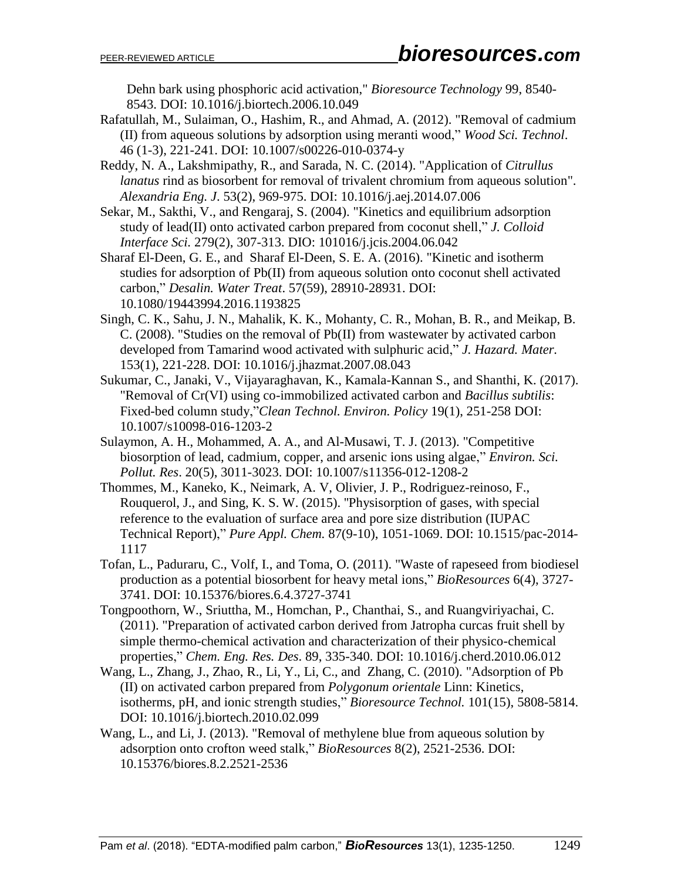Dehn bark using phosphoric acid activation," *Bioresource Technology* 99, 8540-8543. DOI: 10.1016/j.biortech.2006.10.049

Rafatullah, M., Sulaiman, O., Hashim, R., and Ahmad, A. (2012). "Removal of cadmium (II) from aqueous solutions by adsorption using meranti wood," *Wood Sci. Technol*. 46 (1-3), 221-241. DOI: 10.1007/s00226-010-0374-y

Reddy, N. A., Lakshmipathy, R., and Sarada, N. C. (2014). "Application of *Citrullus lanatus* rind as biosorbent for removal of trivalent chromium from aqueous solution". *Alexandria Eng. J*. 53(2), 969-975. DOI: 10.1016/j.aej.2014.07.006

Sekar, M., Sakthi, V., and Rengaraj, S. (2004). "Kinetics and equilibrium adsorption study of lead(II) onto activated carbon prepared from coconut shell," *J. Colloid Interface Sci.* 279(2), 307-313. DIO: 101016/j.jcis.2004.06.042

Sharaf El-Deen, G. E., and Sharaf El-Deen, S. E. A. (2016). "Kinetic and isotherm studies for adsorption of Pb(II) from aqueous solution onto coconut shell activated carbon," *Desalin. Water Treat*. 57(59), 28910-28931. DOI: 10.1080/19443994.2016.1193825

Singh, C. K., Sahu, J. N., Mahalik, K. K., Mohanty, C. R., Mohan, B. R., and Meikap, B. C. (2008). "Studies on the removal of Pb(II) from wastewater by activated carbon developed from Tamarind wood activated with sulphuric acid," *J. Hazard. Mater.* 153(1), 221-228. DOI: 10.1016/j.jhazmat.2007.08.043

Sukumar, C., Janaki, V., Vijayaraghavan, K., Kamala-Kannan S., and Shanthi, K. (2017). "Removal of Cr(VI) using co-immobilized activated carbon and *Bacillus subtilis*: Fixed-bed column study,"*Clean Technol. Environ. Policy* 19(1), 251-258 DOI: 10.1007/s10098-016-1203-2

Sulaymon, A. H., Mohammed, A. A., and Al-Musawi, T. J. (2013). "Competitive biosorption of lead, cadmium, copper, and arsenic ions using algae," *Environ. Sci. Pollut. Res*. 20(5), 3011-3023. DOI: 10.1007/s11356-012-1208-2

Thommes, M., Kaneko, K., Neimark, A. V, Olivier, J. P., Rodriguez-reinoso, F., Rouquerol, J., and Sing, K. S. W. (2015). "Physisorption of gases, with special reference to the evaluation of surface area and pore size distribution (IUPAC Technical Report)," *Pure Appl. Chem.* 87(9-10), 1051-1069. DOI: 10.1515/pac-2014-1117

Tofan, L., Paduraru, C., Volf, I., and Toma, O. (2011). "Waste of rapeseed from biodiesel production as a potential biosorbent for heavy metal ions," *BioResources* 6(4), 3727-3741. DOI: 10.15376/biores.6.4.3727-3741

Tongpoothorn, W., Sriuttha, M., Homchan, P., Chanthai, S., and Ruangviriyachai, C. (2011). "Preparation of activated carbon derived from Jatropha curcas fruit shell by simple thermo-chemical activation and characterization of their physico-chemical properties," *Chem. Eng. Res. Des*. 89, 335-340. DOI: 10.1016/j.cherd.2010.06.012

Wang, L., Zhang, J., Zhao, R., Li, Y., Li, C., and Zhang, C. (2010). "Adsorption of Pb (II) on activated carbon prepared from *Polygonum orientale* Linn: Kinetics, isotherms, pH, and ionic strength studies," *Bioresource Technol.* 101(15), 5808-5814. DOI: 10.1016/j.biortech.2010.02.099

Wang, L., and Li, J. (2013). "Removal of methylene blue from aqueous solution by adsorption onto crofton weed stalk," *BioResources* 8(2), 2521-2536. DOI: 10.15376/biores.8.2.2521-2536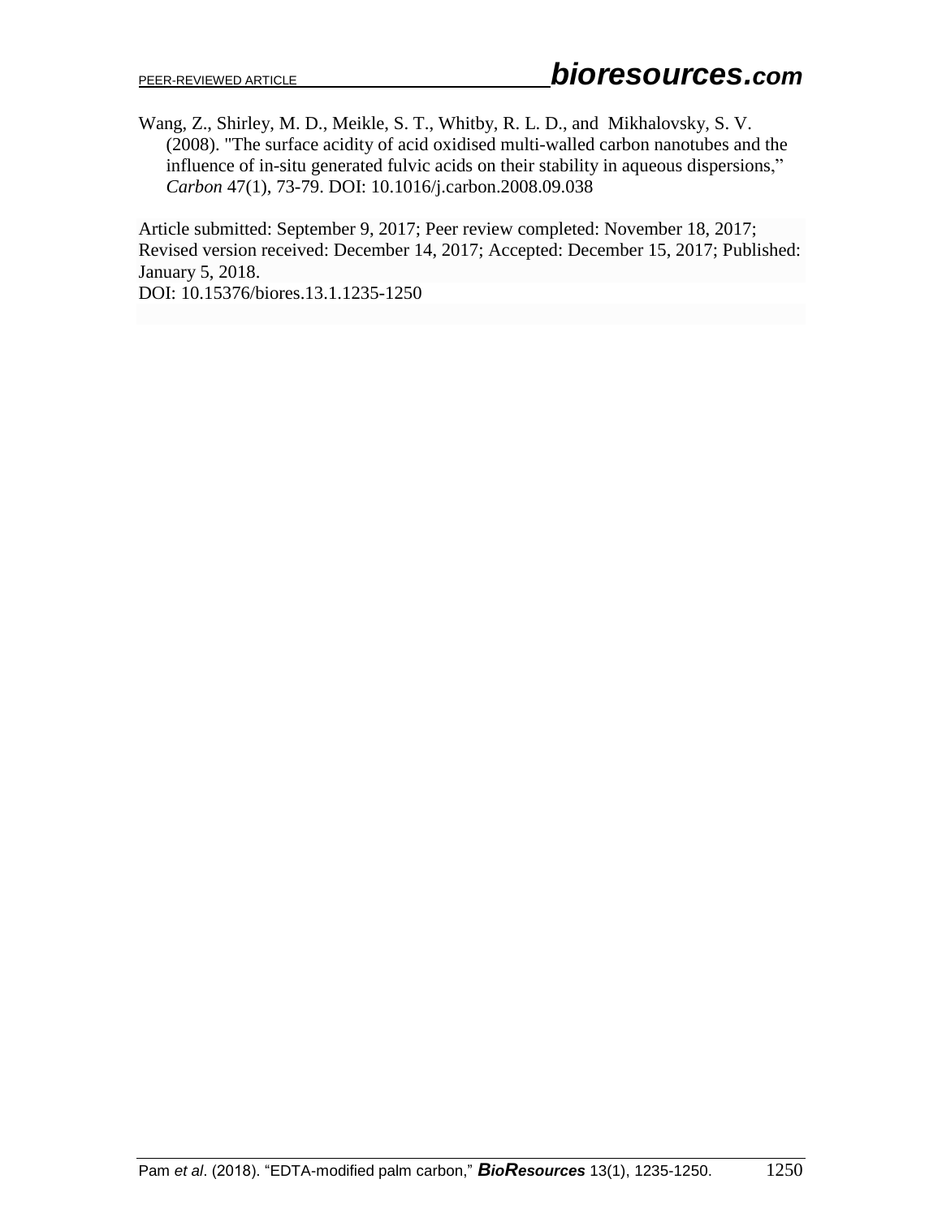Wang, Z., Shirley, M. D., Meikle, S. T., Whitby, R. L. D., and Mikhalovsky, S. V. (2008). "The surface acidity of acid oxidised multi-walled carbon nanotubes and the influence of in-situ generated fulvic acids on their stability in aqueous dispersions," *Carbon* 47(1), 73-79. DOI: 10.1016/j.carbon.2008.09.038

Article submitted: September 9, 2017; Peer review completed: November 18, 2017; Revised version received: December 14, 2017; Accepted: December 15, 2017; Published: January 5, 2018.

DOI: 10.15376/biores.13.1.1235-1250